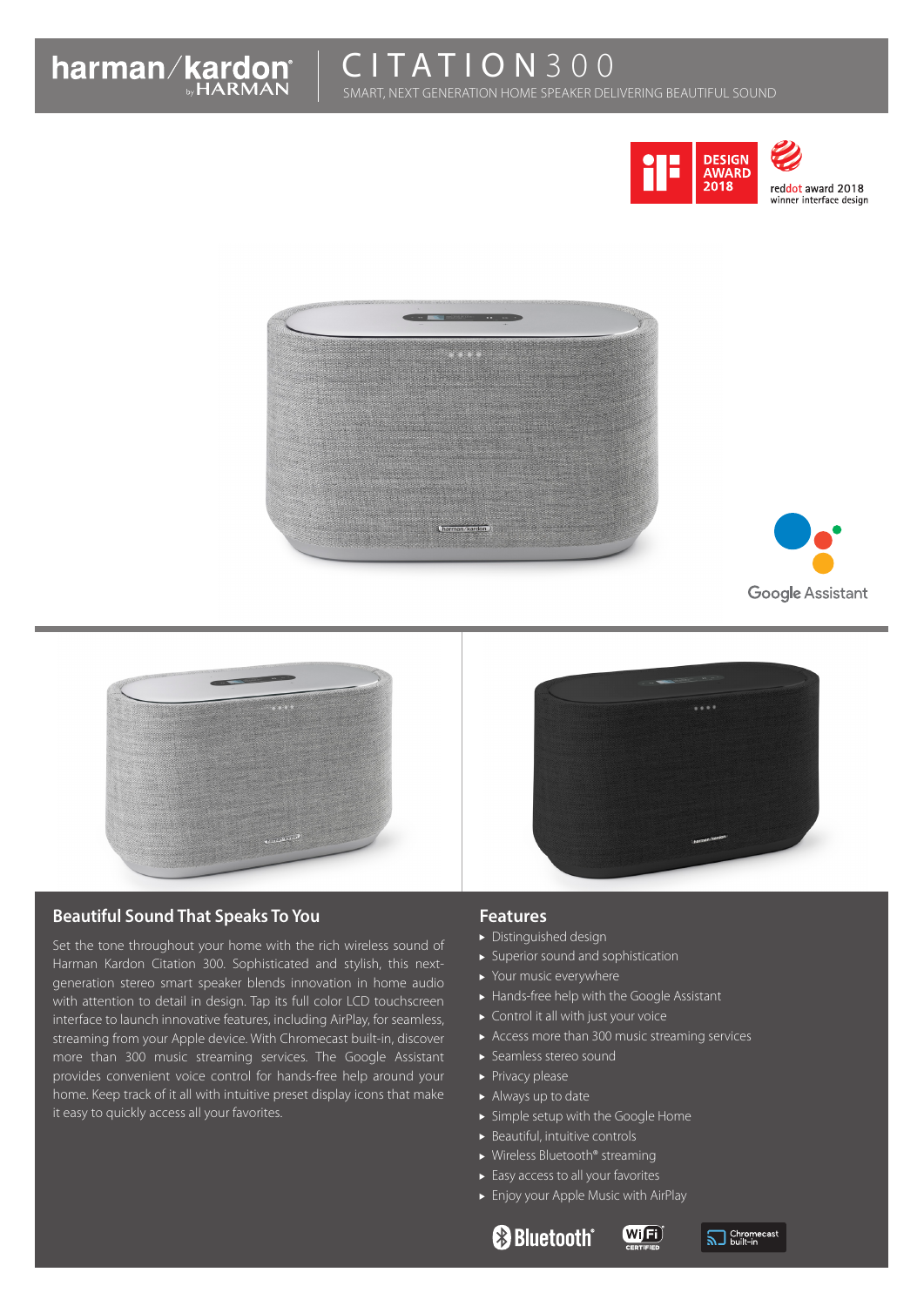harman/kardon by HARMAN

# CITATION 300

SMART, NEXT GENERATION HOME SPEAKER DELIVERING BEAUTIFUL SOUND

iF DESIGN AWARD 2018

reddot award 2018 winner interface design

Google Assistant

## Beautiful Sound That Speaks To You

Set the tone throughout your home with the rich wireless sound of Harman Kardon Citation 300. Sophisticated and stylish, this next-generation stereo smart speaker blends innovation in home audio with attention to detail in design. Tap its full color LCD touchscreen interface to launch innovative features, including AirPlay, for seamless, streaming from your Apple device. With Chromecast built-in, discover more than 300 music streaming services. The Google Assistant provides convenient voice control for hands-free help around your home. Keep track of it all with intuitive preset display icons that make it easy to quickly access all your favorites.

## Features

- Distinguished design
- Superior sound and sophistication
- Your music everywhere
- Hands-free help with the Google Assistant
- Control it all with just your voice
- Access more than 300 music streaming services
- Seamless stereo sound
- Privacy please
- Always up to date
- Simple setup with the Google Home
- Beautiful, intuitive controls
- Wireless Bluetooth® streaming
- Easy access to all your favorites
- Enjoy your Apple Music with AirPlay

Bluetooth® | Wi-Fi CERTIFIED | Chromecast built-in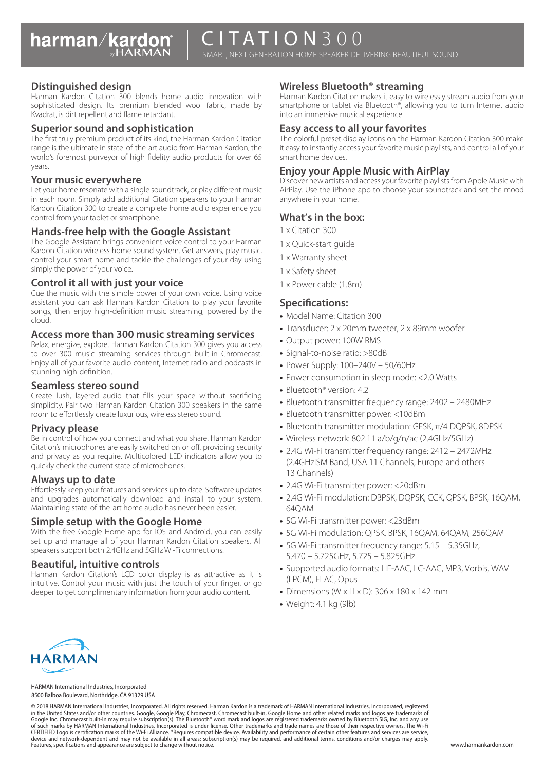# harman/kardon by HARMAN

# CITATION300

SMART, NEXT GENERATION HOME SPEAKER DELIVERING BEAUTIFUL SOUND

## Distinguished design

Harman Kardon Citation 300 blends home audio innovation with sophisticated design. Its premium blended wool fabric, made by Kvadrat, is dirt repellent and flame retardant.

## Superior sound and sophistication

The first truly premium product of its kind, the Harman Kardon Citation range is the ultimate in state-of-the-art audio from Harman Kardon, the world's foremost purveyor of high fidelity audio products for over 65 years.

## Your music everywhere

Let your home resonate with a single soundtrack, or play different music in each room. Simply add additional Citation speakers to your Harman Kardon Citation 300 to create a complete home audio experience you control from your tablet or smartphone.

## Hands-free help with the Google Assistant

The Google Assistant brings convenient voice control to your Harman Kardon Citation wireless home sound system. Get answers, play music, control your smart home and tackle the challenges of your day using simply the power of your voice.

## Control it all with just your voice

Cue the music with the simple power of your own voice. Using voice assistant you can ask Harman Kardon Citation to play your favorite songs, then enjoy high-definition music streaming, powered by the cloud.

## Access more than 300 music streaming services

Relax, energize, explore. Harman Kardon Citation 300 gives you access to over 300 music streaming services through built-in Chromecast. Enjoy all of your favorite audio content, Internet radio and podcasts in stunning high-definition.

## Seamless stereo sound

Create lush, layered audio that fills your space without sacrificing simplicity. Pair two Harman Kardon Citation 300 speakers in the same room to effortlessly create luxurious, wireless stereo sound.

## Privacy please

Be in control of how you connect and what you share. Harman Kardon Citation's microphones are easily switched on or off, providing security and privacy as you require. Multicolored LED indicators allow you to quickly check the current state of microphones.

## Always up to date

Effortlessly keep your features and services up to date. Software updates and upgrades automatically download and install to your system. Maintaining state-of-the-art home audio has never been easier.

## Simple setup with the Google Home

With the free Google Home app for iOS and Android, you can easily set up and manage all of your Harman Kardon Citation speakers. All speakers support both 2.4GHz and 5GHz Wi-Fi connections.

## Beautiful, intuitive controls

Harman Kardon Citation's LCD color display is as attractive as it is intuitive. Control your music with just the touch of your finger, or go deeper to get complimentary information from your audio content.

## Wireless Bluetooth® streaming

Harman Kardon Citation makes it easy to wirelessly stream audio from your smartphone or tablet via Bluetooth®, allowing you to turn Internet audio into an immersive musical experience.

## Easy access to all your favorites

The colorful preset display icons on the Harman Kardon Citation 300 make it easy to instantly access your favorite music playlists, and control all of your smart home devices.

## Enjoy your Apple Music with AirPlay

Discover new artists and access your favorite playlists from Apple Music with AirPlay. Use the iPhone app to choose your soundtrack and set the mood anywhere in your home.

## What's in the box:

1 x Citation 300

1 x Quick-start guide

1 x Warranty sheet

1 x Safety sheet

1 x Power cable (1.8m)

## Specifications:

- Model Name: Citation 300
- Transducer: 2 x 20mm tweeter, 2 x 89mm woofer
- Output power: 100W RMS
- Signal-to-noise ratio: >80dB
- Power Supply: 100–240V – 50/60Hz
- Power consumption in sleep mode: <2.0 Watts
- Bluetooth® version: 4.2
- Bluetooth transmitter frequency range: 2402 – 2480MHz
- Bluetooth transmitter power: <10dBm
- Bluetooth transmitter modulation: GFSK, π/4 DQPSK, 8DPSK
- Wireless network: 802.11 a/b/g/n/ac (2.4GHz/5GHz)
- 2.4G Wi-Fi transmitter frequency range: 2412 – 2472MHz (2.4GHzISM Band, USA 11 Channels, Europe and others 13 Channels)
- 2.4G Wi-Fi transmitter power: <20dBm
- 2.4G Wi-Fi modulation: DBPSK, DQPSK, CCK, QPSK, BPSK, 16QAM, 64QAM
- 5G Wi-Fi transmitter power: <23dBm
- 5G Wi-Fi modulation: QPSK, BPSK, 16QAM, 64QAM, 256QAM
- 5G Wi-Fi transmitter frequency range: 5.15 – 5.35GHz, 5.470 – 5.725GHz, 5.725 – 5.825GHz
- Supported audio formats: HE-AAC, LC-AAC, MP3, Vorbis, WAV (LPCM), FLAC, Opus
- Dimensions (W x H x D): 306 x 180 x 142 mm
- Weight: 4.1 kg (9lb)

HARMAN

HARMAN International Industries, Incorporated
8500 Balboa Boulevard, Northridge, CA 91329 USA

© 2018 HARMAN International Industries, Incorporated. All rights reserved. Harman Kardon is a trademark of HARMAN International Industries, Incorporated, registered in the United States and/or other countries. Google, Google Play, Chromecast, Chromecast built-in, Google Home and other related marks and logos are trademarks of Google Inc. Chromecast built-in may require subscription(s). The Bluetooth® word mark and logos are registered trademarks owned by Bluetooth SIG, Inc. and any use of such marks by HARMAN International Industries, Incorporated is under license. Other trademarks and trade names are those of their respective owners. The Wi-Fi CERTIFIED Logo is certification marks of the Wi-Fi Alliance. *Requires compatible device. Availability and performance of certain other features and services are service, device and network-dependent and may not be available in all areas; subscription(s) may be required, and additional terms, conditions and/or charges may apply. Features, specifications and appearance are subject to change without notice.

www.harmankardon.com